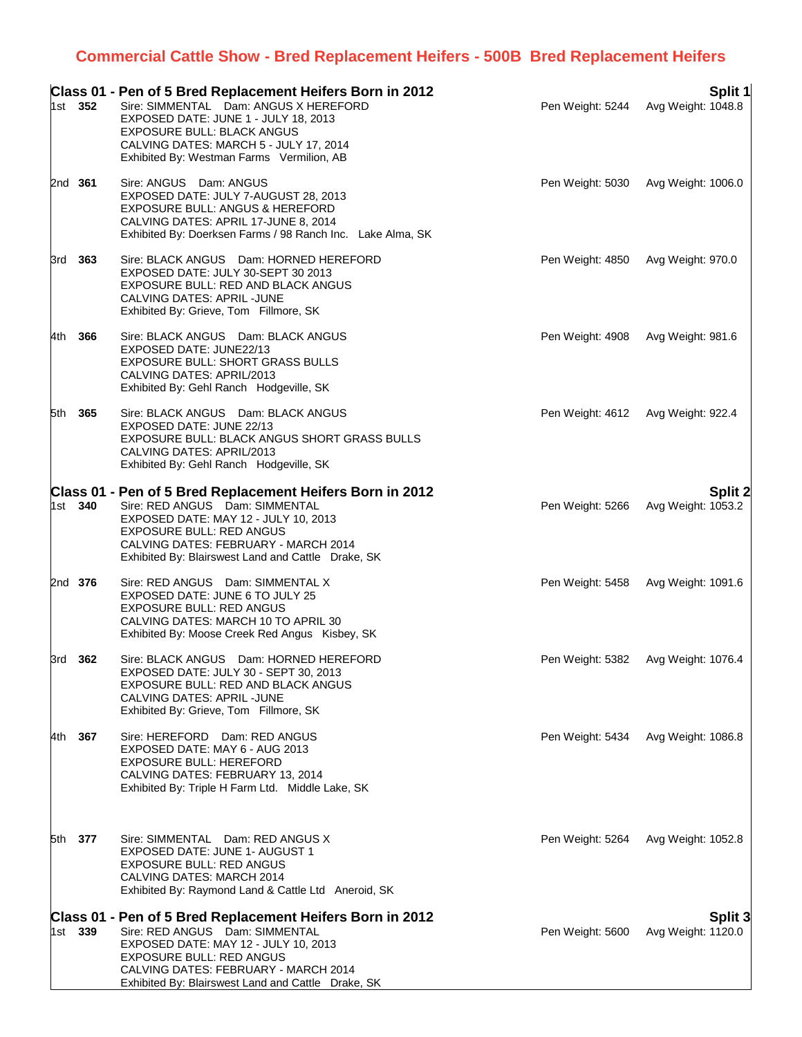# Commercial Cattle Show - Bred Replacement Heifers - 500B Bred Replacement Heifers

## Class 01 - Pen of 5 Bred Replacement Heifers Born in 2012 — Split 1

**1st 352**
Sire: SIMMENTAL Dam: ANGUS X HEREFORD — Pen Weight: 5244 — Avg Weight: 1048.8
EXPOSED DATE: JUNE 1 - JULY 18, 2013
EXPOSURE BULL: BLACK ANGUS
CALVING DATES: MARCH 5 - JULY 17, 2014
Exhibited By: Westman Farms Vermilion, AB

**2nd 361**
Sire: ANGUS Dam: ANGUS — Pen Weight: 5030 — Avg Weight: 1006.0
EXPOSED DATE: JULY 7-AUGUST 28, 2013
EXPOSURE BULL: ANGUS & HEREFORD
CALVING DATES: APRIL 17-JUNE 8, 2014
Exhibited By: Doerksen Farms / 98 Ranch Inc. Lake Alma, SK

**3rd 363**
Sire: BLACK ANGUS Dam: HORNED HEREFORD — Pen Weight: 4850 — Avg Weight: 970.0
EXPOSED DATE: JULY 30-SEPT 30 2013
EXPOSURE BULL: RED AND BLACK ANGUS
CALVING DATES: APRIL -JUNE
Exhibited By: Grieve, Tom Fillmore, SK

**4th 366**
Sire: BLACK ANGUS Dam: BLACK ANGUS — Pen Weight: 4908 — Avg Weight: 981.6
EXPOSED DATE: JUNE22/13
EXPOSURE BULL: SHORT GRASS BULLS
CALVING DATES: APRIL/2013
Exhibited By: Gehl Ranch Hodgeville, SK

**5th 365**
Sire: BLACK ANGUS Dam: BLACK ANGUS — Pen Weight: 4612 — Avg Weight: 922.4
EXPOSED DATE: JUNE 22/13
EXPOSURE BULL: BLACK ANGUS SHORT GRASS BULLS
CALVING DATES: APRIL/2013
Exhibited By: Gehl Ranch Hodgeville, SK

## Class 01 - Pen of 5 Bred Replacement Heifers Born in 2012 — Split 2

**1st 340**
Sire: RED ANGUS Dam: SIMMENTAL — Pen Weight: 5266 — Avg Weight: 1053.2
EXPOSED DATE: MAY 12 - JULY 10, 2013
EXPOSURE BULL: RED ANGUS
CALVING DATES: FEBRUARY - MARCH 2014
Exhibited By: Blairswest Land and Cattle Drake, SK

**2nd 376**
Sire: RED ANGUS Dam: SIMMENTAL X — Pen Weight: 5458 — Avg Weight: 1091.6
EXPOSED DATE: JUNE 6 TO JULY 25
EXPOSURE BULL: RED ANGUS
CALVING DATES: MARCH 10 TO APRIL 30
Exhibited By: Moose Creek Red Angus Kisbey, SK

**3rd 362**
Sire: BLACK ANGUS Dam: HORNED HEREFORD — Pen Weight: 5382 — Avg Weight: 1076.4
EXPOSED DATE: JULY 30 - SEPT 30, 2013
EXPOSURE BULL: RED AND BLACK ANGUS
CALVING DATES: APRIL -JUNE
Exhibited By: Grieve, Tom Fillmore, SK

**4th 367**
Sire: HEREFORD Dam: RED ANGUS — Pen Weight: 5434 — Avg Weight: 1086.8
EXPOSED DATE: MAY 6 - AUG 2013
EXPOSURE BULL: HEREFORD
CALVING DATES: FEBRUARY 13, 2014
Exhibited By: Triple H Farm Ltd. Middle Lake, SK

**5th 377**
Sire: SIMMENTAL Dam: RED ANGUS X — Pen Weight: 5264 — Avg Weight: 1052.8
EXPOSED DATE: JUNE 1- AUGUST 1
EXPOSURE BULL: RED ANGUS
CALVING DATES: MARCH 2014
Exhibited By: Raymond Land & Cattle Ltd Aneroid, SK

## Class 01 - Pen of 5 Bred Replacement Heifers Born in 2012 — Split 3

**1st 339**
Sire: RED ANGUS Dam: SIMMENTAL — Pen Weight: 5600 — Avg Weight: 1120.0
EXPOSED DATE: MAY 12 - JULY 10, 2013
EXPOSURE BULL: RED ANGUS
CALVING DATES: FEBRUARY - MARCH 2014
Exhibited By: Blairswest Land and Cattle Drake, SK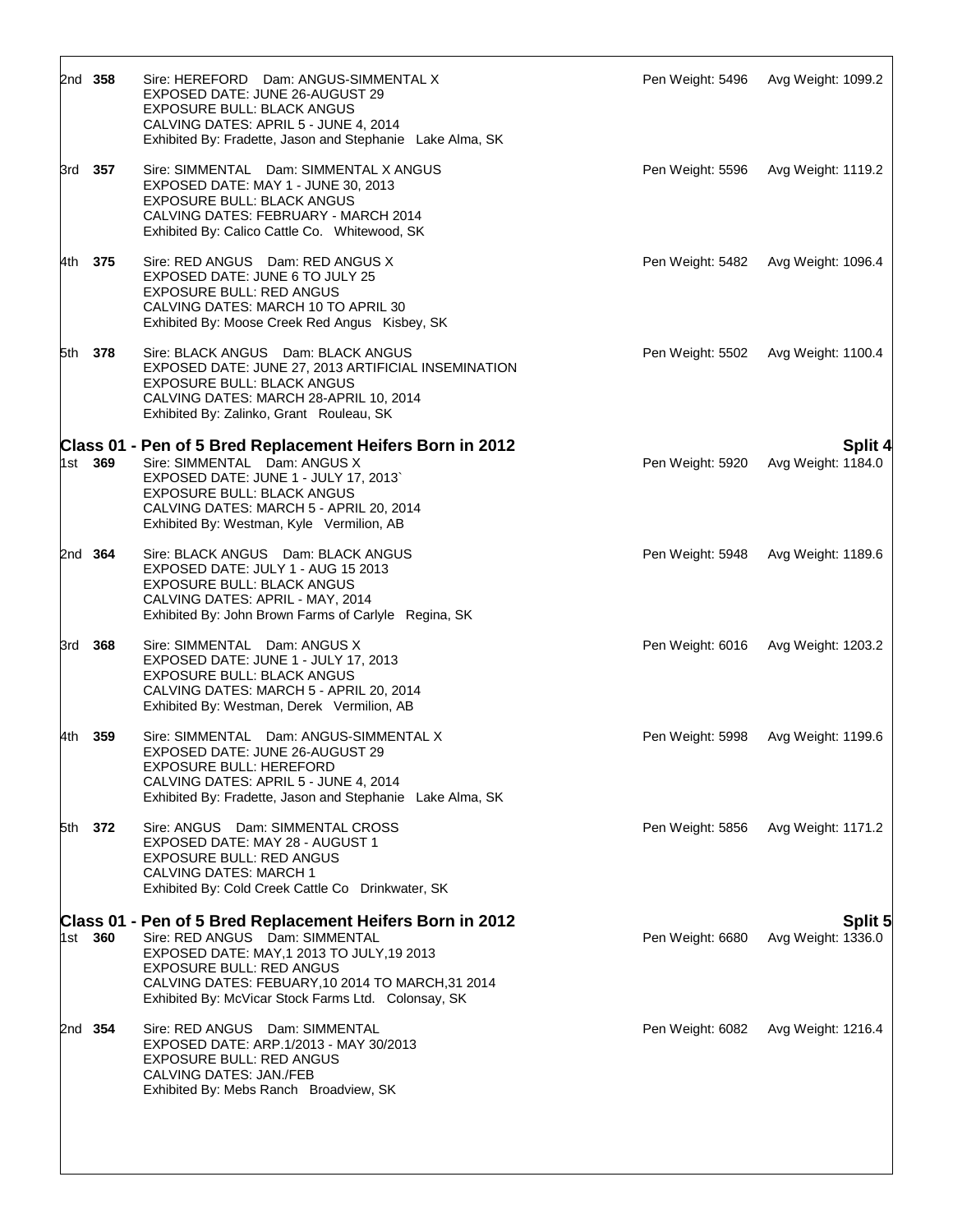2nd **358** Sire: HEREFORD Dam: ANGUS-SIMMENTAL X
EXPOSED DATE: JUNE 26-AUGUST 29
EXPOSURE BULL: BLACK ANGUS
CALVING DATES: APRIL 5 - JUNE 4, 2014
Exhibited By: Fradette, Jason and Stephanie Lake Alma, SK
Pen Weight: 5496 Avg Weight: 1099.2

3rd **357** Sire: SIMMENTAL Dam: SIMMENTAL X ANGUS
EXPOSED DATE: MAY 1 - JUNE 30, 2013
EXPOSURE BULL: BLACK ANGUS
CALVING DATES: FEBRUARY - MARCH 2014
Exhibited By: Calico Cattle Co. Whitewood, SK
Pen Weight: 5596 Avg Weight: 1119.2

4th **375** Sire: RED ANGUS Dam: RED ANGUS X
EXPOSED DATE: JUNE 6 TO JULY 25
EXPOSURE BULL: RED ANGUS
CALVING DATES: MARCH 10 TO APRIL 30
Exhibited By: Moose Creek Red Angus Kisbey, SK
Pen Weight: 5482 Avg Weight: 1096.4

5th **378** Sire: BLACK ANGUS Dam: BLACK ANGUS
EXPOSED DATE: JUNE 27, 2013 ARTIFICIAL INSEMINATION
EXPOSURE BULL: BLACK ANGUS
CALVING DATES: MARCH 28-APRIL 10, 2014
Exhibited By: Zalinko, Grant Rouleau, SK
Pen Weight: 5502 Avg Weight: 1100.4

## Class 01 - Pen of 5 Bred Replacement Heifers Born in 2012 — Split 4

1st **369** Sire: SIMMENTAL Dam: ANGUS X
EXPOSED DATE: JUNE 1 - JULY 17, 2013`
EXPOSURE BULL: BLACK ANGUS
CALVING DATES: MARCH 5 - APRIL 20, 2014
Exhibited By: Westman, Kyle Vermilion, AB
Pen Weight: 5920 Avg Weight: 1184.0

2nd **364** Sire: BLACK ANGUS Dam: BLACK ANGUS
EXPOSED DATE: JULY 1 - AUG 15 2013
EXPOSURE BULL: BLACK ANGUS
CALVING DATES: APRIL - MAY, 2014
Exhibited By: John Brown Farms of Carlyle Regina, SK
Pen Weight: 5948 Avg Weight: 1189.6

3rd **368** Sire: SIMMENTAL Dam: ANGUS X
EXPOSED DATE: JUNE 1 - JULY 17, 2013
EXPOSURE BULL: BLACK ANGUS
CALVING DATES: MARCH 5 - APRIL 20, 2014
Exhibited By: Westman, Derek Vermilion, AB
Pen Weight: 6016 Avg Weight: 1203.2

4th **359** Sire: SIMMENTAL Dam: ANGUS-SIMMENTAL X
EXPOSED DATE: JUNE 26-AUGUST 29
EXPOSURE BULL: HEREFORD
CALVING DATES: APRIL 5 - JUNE 4, 2014
Exhibited By: Fradette, Jason and Stephanie Lake Alma, SK
Pen Weight: 5998 Avg Weight: 1199.6

5th **372** Sire: ANGUS Dam: SIMMENTAL CROSS
EXPOSED DATE: MAY 28 - AUGUST 1
EXPOSURE BULL: RED ANGUS
CALVING DATES: MARCH 1
Exhibited By: Cold Creek Cattle Co Drinkwater, SK
Pen Weight: 5856 Avg Weight: 1171.2

## Class 01 - Pen of 5 Bred Replacement Heifers Born in 2012 — Split 5

1st **360** Sire: RED ANGUS Dam: SIMMENTAL
EXPOSED DATE: MAY,1 2013 TO JULY,19 2013
EXPOSURE BULL: RED ANGUS
CALVING DATES: FEBUARY,10 2014 TO MARCH,31 2014
Exhibited By: McVicar Stock Farms Ltd. Colonsay, SK
Pen Weight: 6680 Avg Weight: 1336.0

2nd **354** Sire: RED ANGUS Dam: SIMMENTAL
EXPOSED DATE: ARP.1/2013 - MAY 30/2013
EXPOSURE BULL: RED ANGUS
CALVING DATES: JAN./FEB
Exhibited By: Mebs Ranch Broadview, SK
Pen Weight: 6082 Avg Weight: 1216.4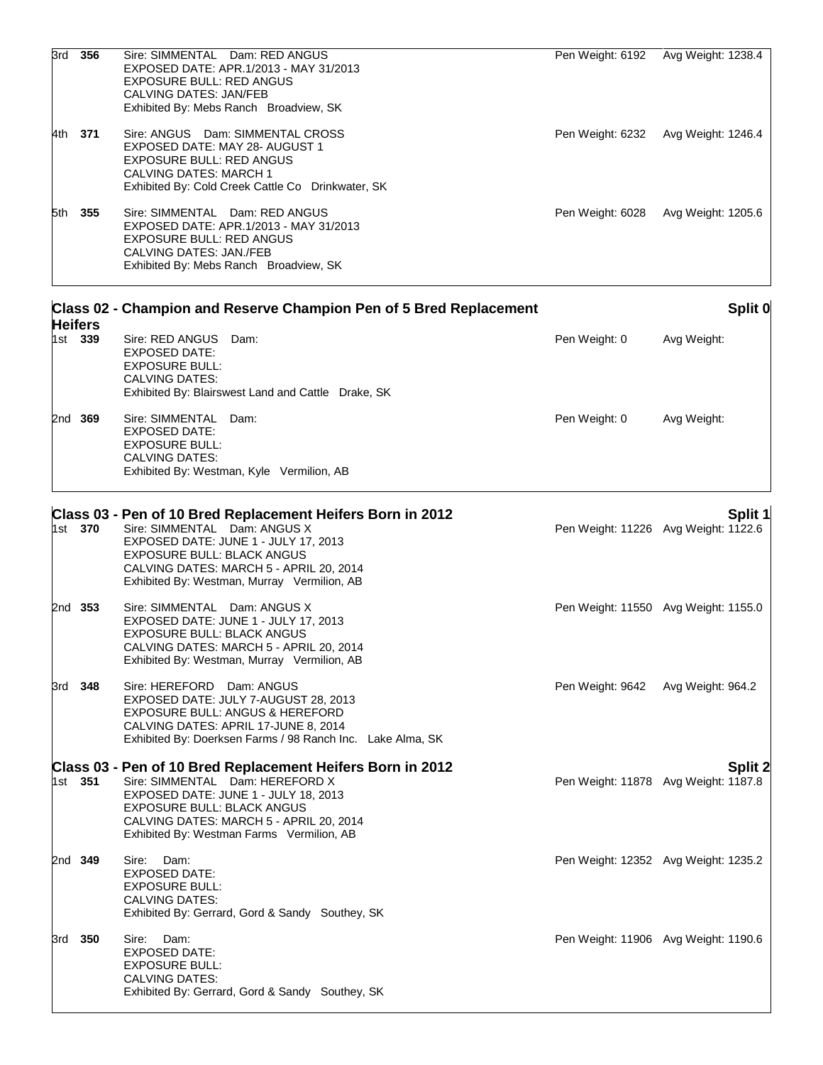| Place | No. | Details | Pen Weight | Avg Weight |
|---|---|---|---|---|
| 3rd | **356** | Sire: SIMMENTAL Dam: RED ANGUS<br>EXPOSED DATE: APR.1/2013 - MAY 31/2013<br>EXPOSURE BULL: RED ANGUS<br>CALVING DATES: JAN/FEB<br>Exhibited By: Mebs Ranch Broadview, SK | Pen Weight: 6192 | Avg Weight: 1238.4 |
| 4th | **371** | Sire: ANGUS Dam: SIMMENTAL CROSS<br>EXPOSED DATE: MAY 28- AUGUST 1<br>EXPOSURE BULL: RED ANGUS<br>CALVING DATES: MARCH 1<br>Exhibited By: Cold Creek Cattle Co Drinkwater, SK | Pen Weight: 6232 | Avg Weight: 1246.4 |
| 5th | **355** | Sire: SIMMENTAL Dam: RED ANGUS<br>EXPOSED DATE: APR.1/2013 - MAY 31/2013<br>EXPOSURE BULL: RED ANGUS<br>CALVING DATES: JAN./FEB<br>Exhibited By: Mebs Ranch Broadview, SK | Pen Weight: 6028 | Avg Weight: 1205.6 |

## Class 02 - Champion and Reserve Champion Pen of 5 Bred Replacement Heifers

**Split 0**

| Place | No. | Details | Pen Weight | Avg Weight |
|---|---|---|---|---|
| 1st | **339** | Sire: RED ANGUS Dam:<br>EXPOSED DATE:<br>EXPOSURE BULL:<br>CALVING DATES:<br>Exhibited By: Blairswest Land and Cattle Drake, SK | Pen Weight: 0 | Avg Weight: |
| 2nd | **369** | Sire: SIMMENTAL Dam:<br>EXPOSED DATE:<br>EXPOSURE BULL:<br>CALVING DATES:<br>Exhibited By: Westman, Kyle Vermilion, AB | Pen Weight: 0 | Avg Weight: |

## Class 03 - Pen of 10 Bred Replacement Heifers Born in 2012

**Split 1**

| Place | No. | Details | Pen Weight | Avg Weight |
|---|---|---|---|---|
| 1st | **370** | Sire: SIMMENTAL Dam: ANGUS X<br>EXPOSED DATE: JUNE 1 - JULY 17, 2013<br>EXPOSURE BULL: BLACK ANGUS<br>CALVING DATES: MARCH 5 - APRIL 20, 2014<br>Exhibited By: Westman, Murray Vermilion, AB | Pen Weight: 11226 | Avg Weight: 1122.6 |
| 2nd | **353** | Sire: SIMMENTAL Dam: ANGUS X<br>EXPOSED DATE: JUNE 1 - JULY 17, 2013<br>EXPOSURE BULL: BLACK ANGUS<br>CALVING DATES: MARCH 5 - APRIL 20, 2014<br>Exhibited By: Westman, Murray Vermilion, AB | Pen Weight: 11550 | Avg Weight: 1155.0 |
| 3rd | **348** | Sire: HEREFORD Dam: ANGUS<br>EXPOSED DATE: JULY 7-AUGUST 28, 2013<br>EXPOSURE BULL: ANGUS & HEREFORD<br>CALVING DATES: APRIL 17-JUNE 8, 2014<br>Exhibited By: Doerksen Farms / 98 Ranch Inc. Lake Alma, SK | Pen Weight: 9642 | Avg Weight: 964.2 |

## Class 03 - Pen of 10 Bred Replacement Heifers Born in 2012

**Split 2**

| Place | No. | Details | Pen Weight | Avg Weight |
|---|---|---|---|---|
| 1st | **351** | Sire: SIMMENTAL Dam: HEREFORD X<br>EXPOSED DATE: JUNE 1 - JULY 18, 2013<br>EXPOSURE BULL: BLACK ANGUS<br>CALVING DATES: MARCH 5 - APRIL 20, 2014<br>Exhibited By: Westman Farms Vermilion, AB | Pen Weight: 11878 | Avg Weight: 1187.8 |
| 2nd | **349** | Sire: Dam:<br>EXPOSED DATE:<br>EXPOSURE BULL:<br>CALVING DATES:<br>Exhibited By: Gerrard, Gord & Sandy Southey, SK | Pen Weight: 12352 | Avg Weight: 1235.2 |
| 3rd | **350** | Sire: Dam:<br>EXPOSED DATE:<br>EXPOSURE BULL:<br>CALVING DATES:<br>Exhibited By: Gerrard, Gord & Sandy Southey, SK | Pen Weight: 11906 | Avg Weight: 1190.6 |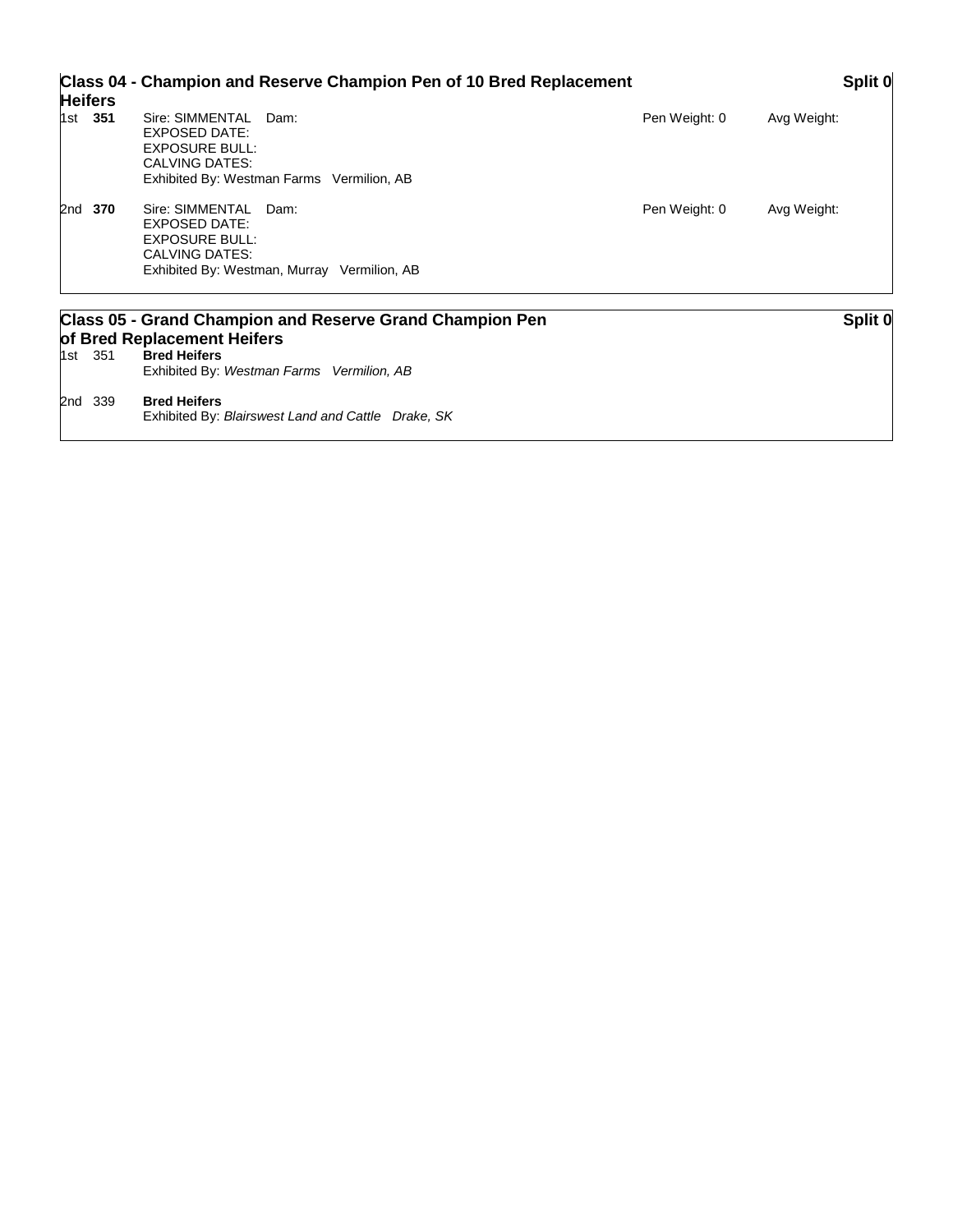## Class 04 - Champion and Reserve Champion Pen of 10 Bred Replacement Heifers

**Split 0**

1st **351**
Sire: SIMMENTAL Dam:
EXPOSED DATE:
EXPOSURE BULL:
CALVING DATES:
Exhibited By: Westman Farms Vermilion, AB
Pen Weight: 0 Avg Weight:

2nd **370**
Sire: SIMMENTAL Dam:
EXPOSED DATE:
EXPOSURE BULL:
CALVING DATES:
Exhibited By: Westman, Murray Vermilion, AB
Pen Weight: 0 Avg Weight:

## Class 05 - Grand Champion and Reserve Grand Champion Pen of Bred Replacement Heifers

**Split 0**

1st 351 **Bred Heifers**
Exhibited By: *Westman Farms Vermilion, AB*

2nd 339 **Bred Heifers**
Exhibited By: *Blairswest Land and Cattle Drake, SK*